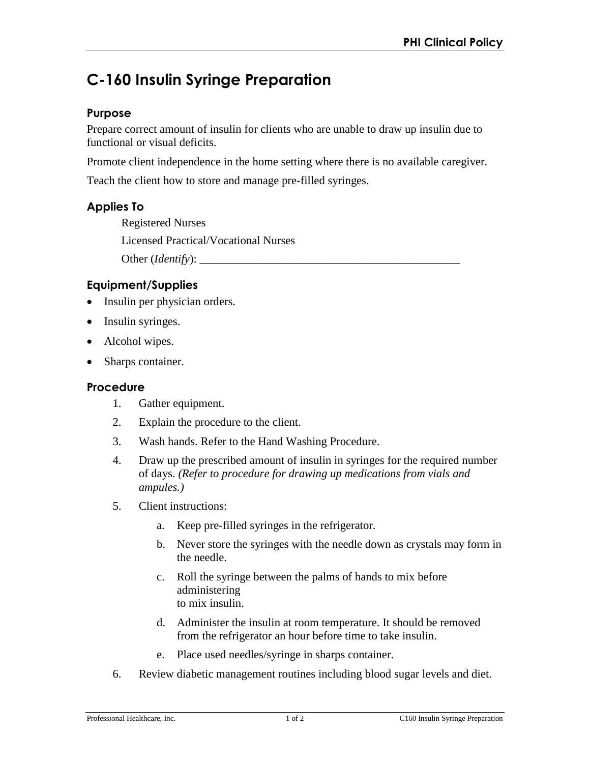# C-160 Insulin Syringe Preparation

## Purpose

Prepare correct amount of insulin for clients who are unable to draw up insulin due to functional or visual deficits.

Promote client independence in the home setting where there is no available caregiver.

Teach the client how to store and manage pre-filled syringes.

## Applies To

Registered Nurses

Licensed Practical/Vocational Nurses

Other (*Identify*): _______________________________________________

## Equipment/Supplies

- Insulin per physician orders.
- Insulin syringes.
- Alcohol wipes.
- Sharps container.

## Procedure

1. Gather equipment.
2. Explain the procedure to the client.
3. Wash hands. Refer to the Hand Washing Procedure.
4. Draw up the prescribed amount of insulin in syringes for the required number of days. *(Refer to procedure for drawing up medications from vials and ampules.)*
5. Client instructions:
   a. Keep pre-filled syringes in the refrigerator.
   b. Never store the syringes with the needle down as crystals may form in the needle.
   c. Roll the syringe between the palms of hands to mix before administering to mix insulin.
   d. Administer the insulin at room temperature. It should be removed from the refrigerator an hour before time to take insulin.
   e. Place used needles/syringe in sharps container.
6. Review diabetic management routines including blood sugar levels and diet.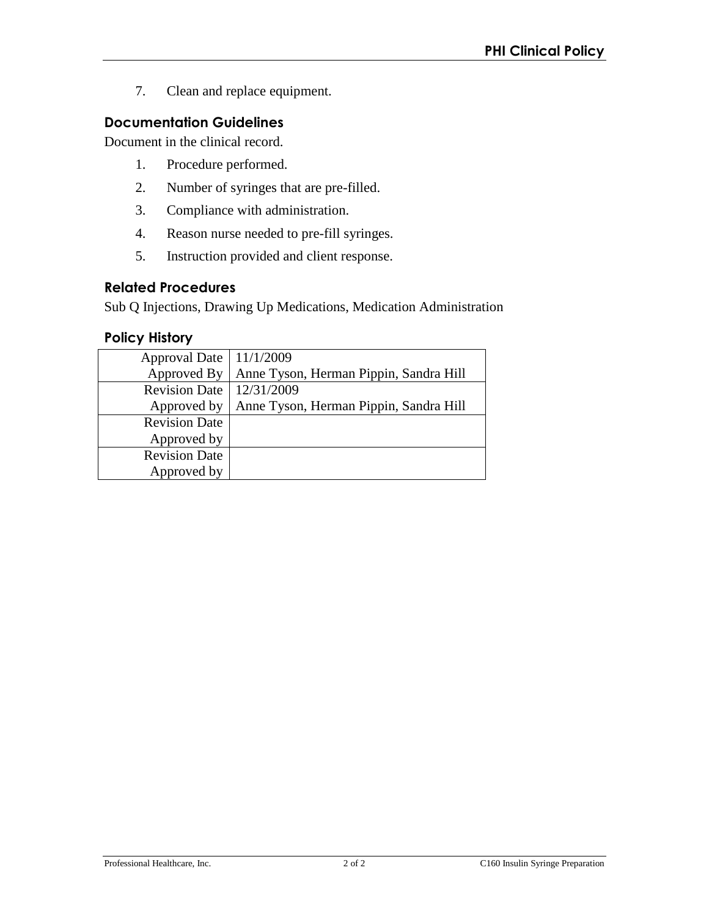7. Clean and replace equipment.

## Documentation Guidelines

Document in the clinical record.

1. Procedure performed.
2. Number of syringes that are pre-filled.
3. Compliance with administration.
4. Reason nurse needed to pre-fill syringes.
5. Instruction provided and client response.

## Related Procedures

Sub Q Injections, Drawing Up Medications, Medication Administration

## Policy History

| | |
|---|---|
| Approval Date | 11/1/2009 |
| Approved By | Anne Tyson, Herman Pippin, Sandra Hill |
| Revision Date | 12/31/2009 |
| Approved by | Anne Tyson, Herman Pippin, Sandra Hill |
| Revision Date | |
| Approved by | |
| Revision Date | |
| Approved by | |